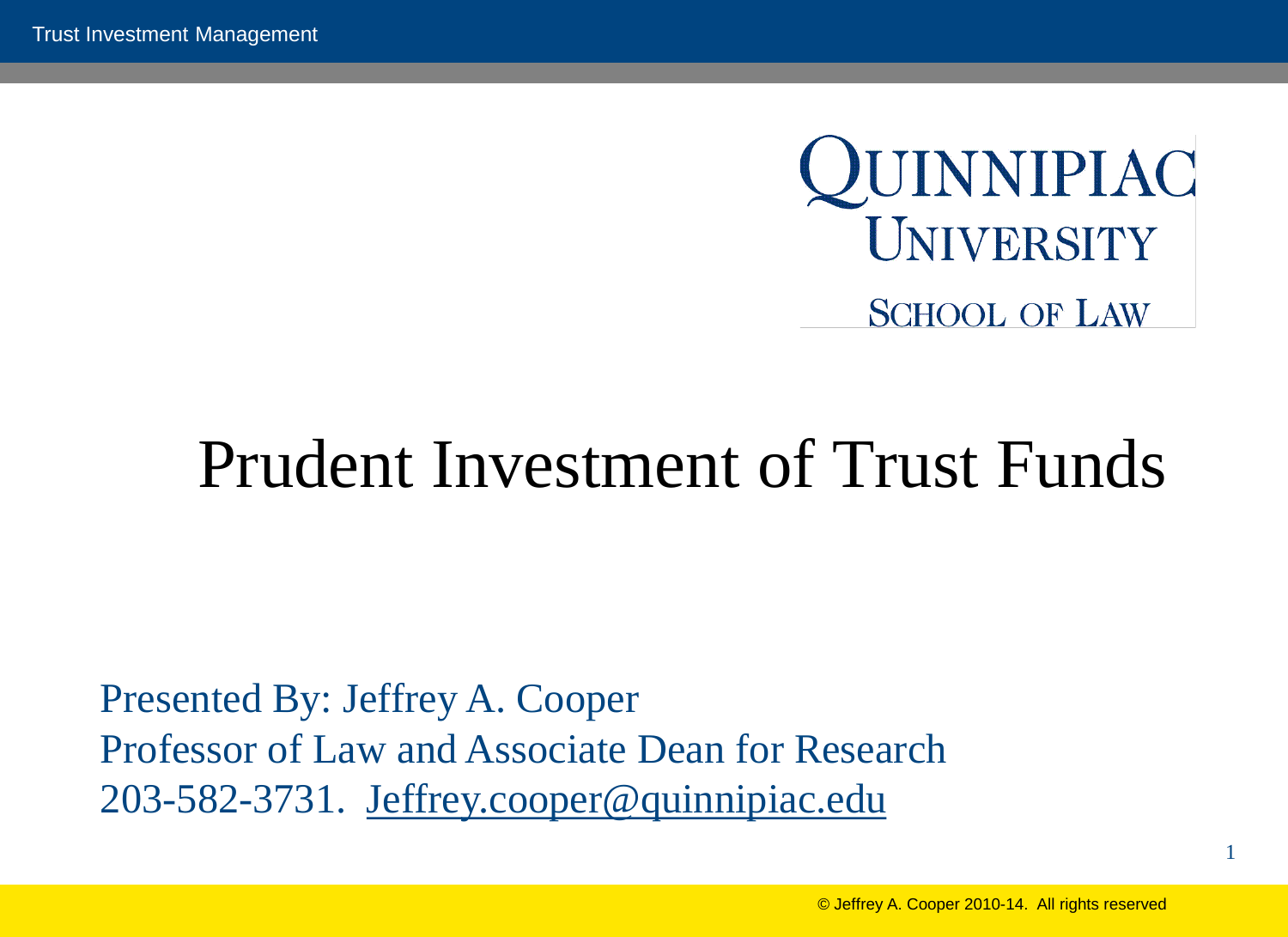QUINNIPIAC UNIVERSITY

SCHOOL OF LAW

# Prudent Investment of Trust Funds

Presented By: Jeffrey A. Cooper
Professor of Law and Associate Dean for Research
203-582-3731. Jeffrey.cooper@quinnipiac.edu

© Jeffrey A. Cooper 2010-14. All rights reserved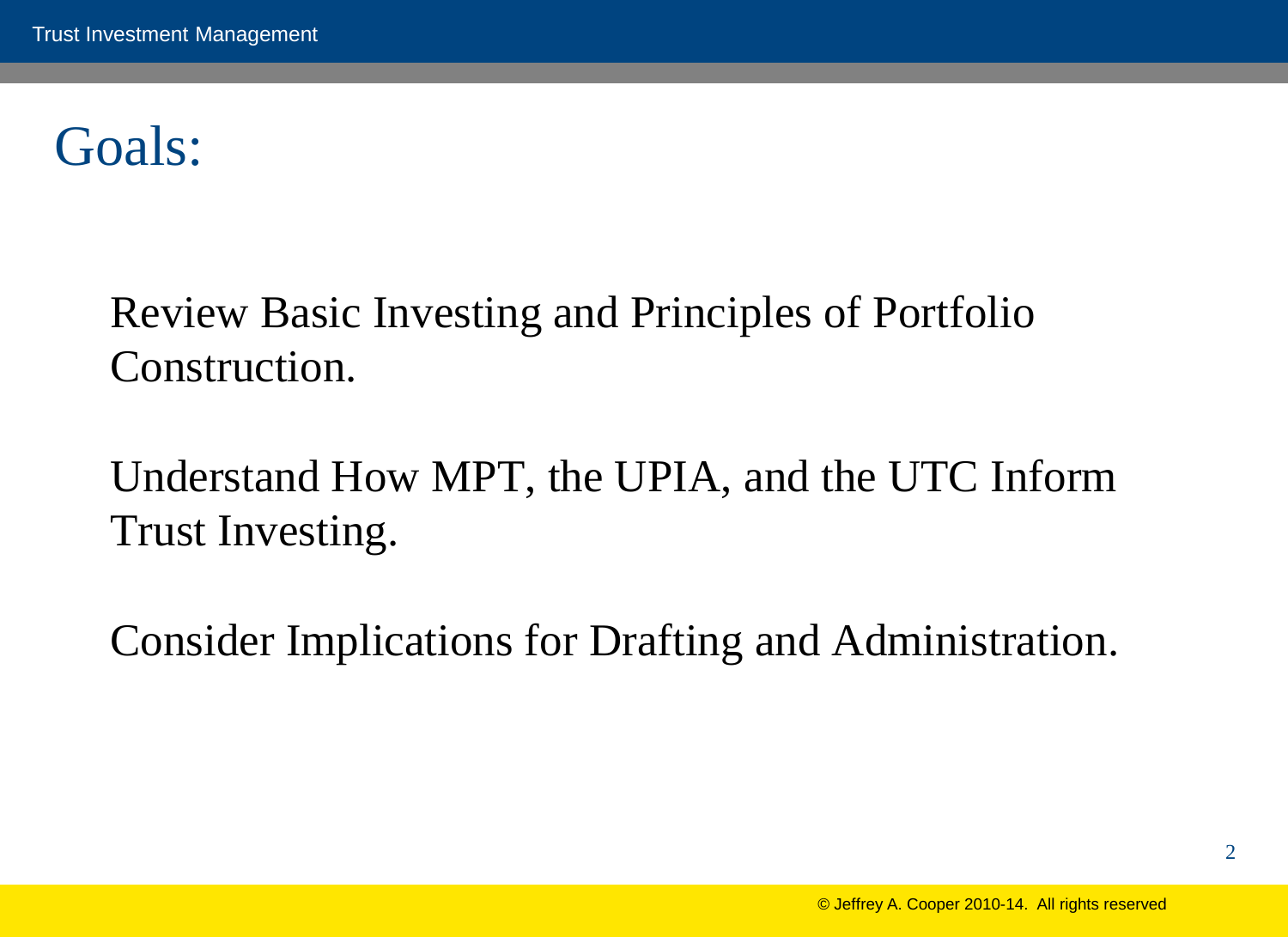# Goals:

Review Basic Investing and Principles of Portfolio Construction.

Understand How MPT, the UPIA, and the UTC Inform Trust Investing.

Consider Implications for Drafting and Administration.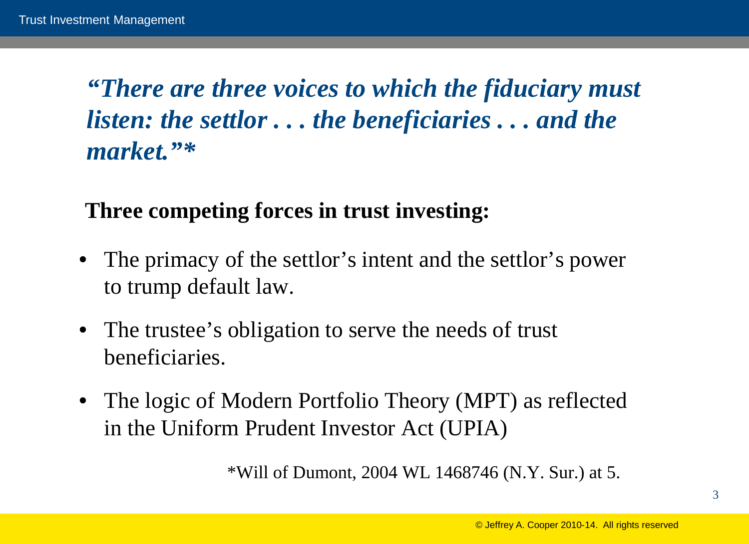***"There are three voices to which the fiduciary must listen: the settlor . . . the beneficiaries . . . and the market."****

**Three competing forces in trust investing:**

- The primacy of the settlor's intent and the settlor's power to trump default law.
- The trustee's obligation to serve the needs of trust beneficiaries.
- The logic of Modern Portfolio Theory (MPT) as reflected in the Uniform Prudent Investor Act (UPIA)

*Will of Dumont, 2004 WL 1468746 (N.Y. Sur.) at 5.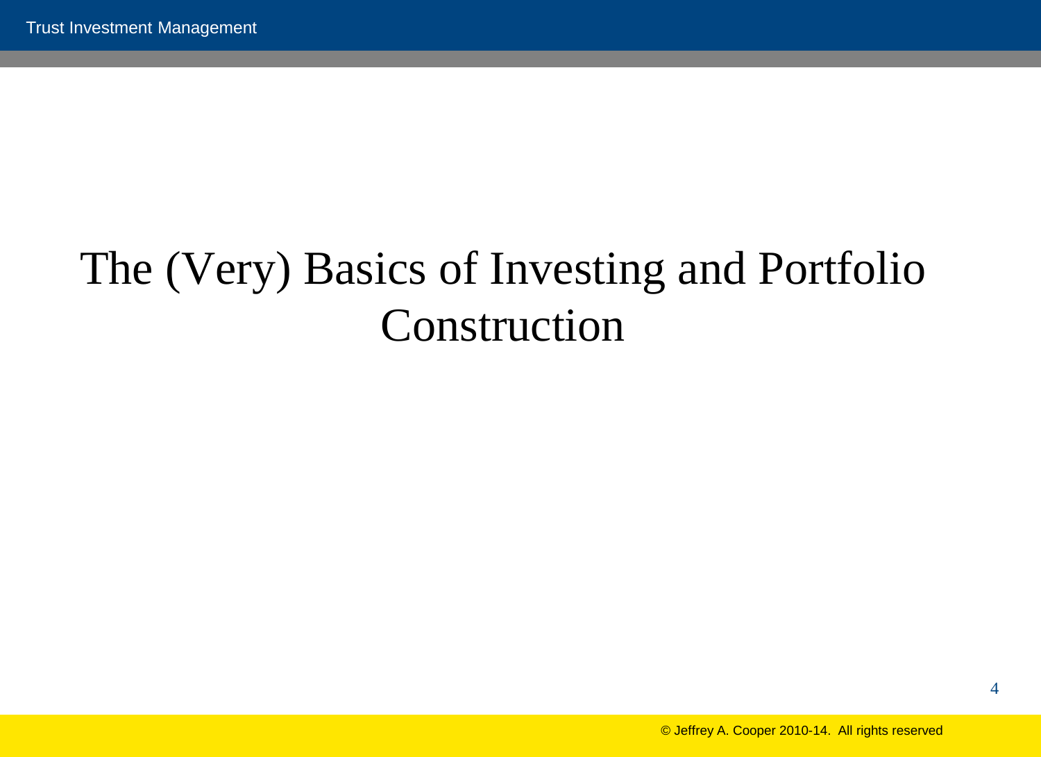# The (Very) Basics of Investing and Portfolio Construction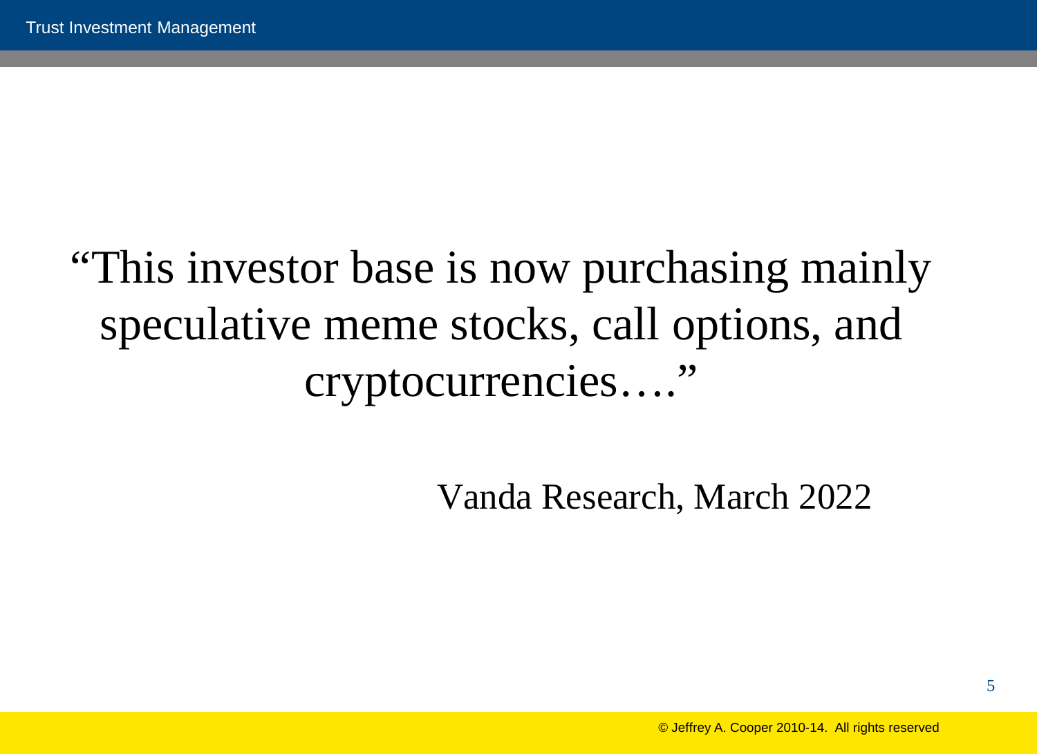"This investor base is now purchasing mainly speculative meme stocks, call options, and cryptocurrencies…."

Vanda Research, March 2022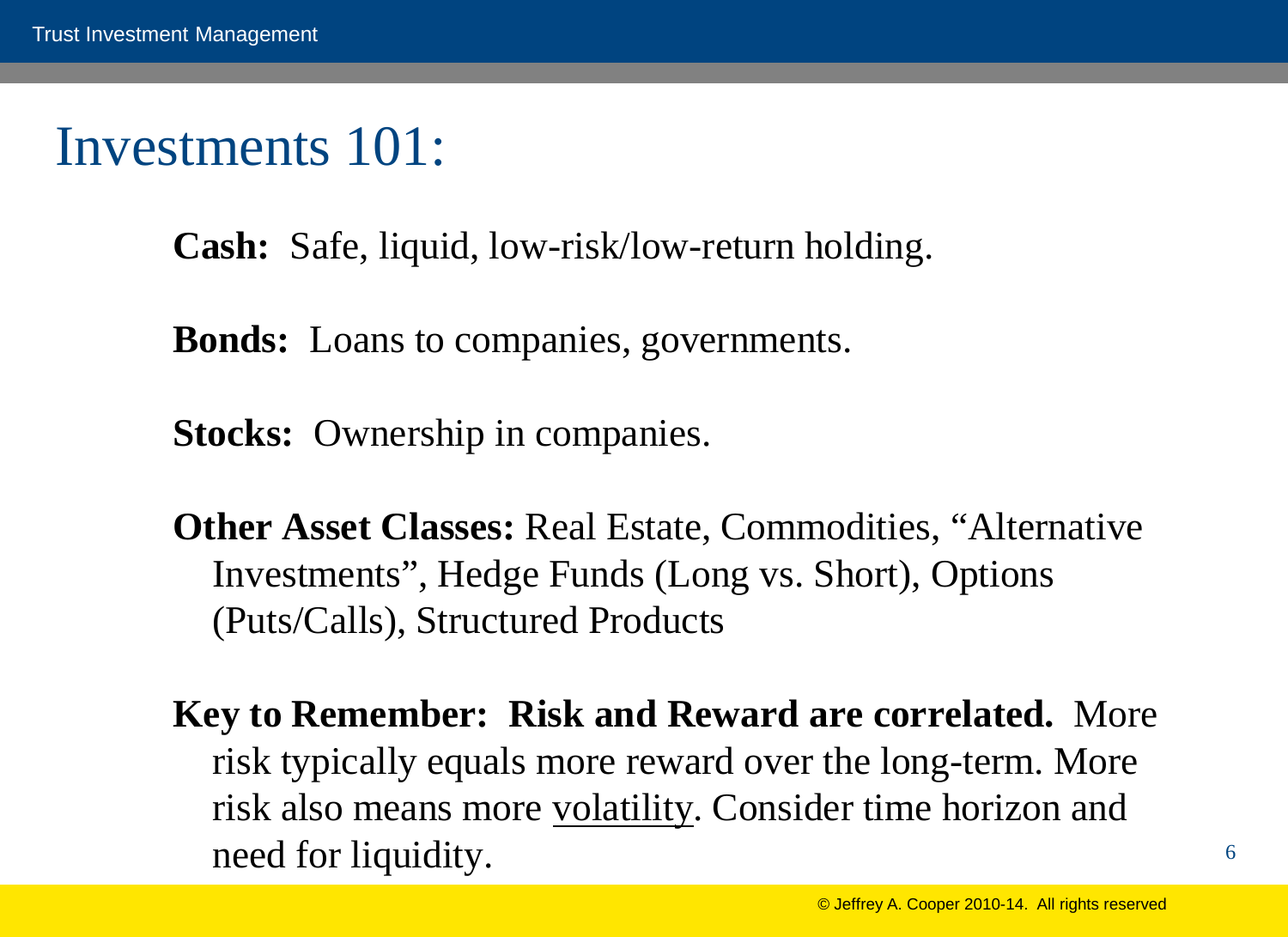# Investments 101:

**Cash:** Safe, liquid, low-risk/low-return holding.

**Bonds:** Loans to companies, governments.

**Stocks:** Ownership in companies.

**Other Asset Classes:** Real Estate, Commodities, "Alternative Investments", Hedge Funds (Long vs. Short), Options (Puts/Calls), Structured Products

**Key to Remember: Risk and Reward are correlated.** More risk typically equals more reward over the long-term. More risk also means more <u>volatility</u>. Consider time horizon and need for liquidity.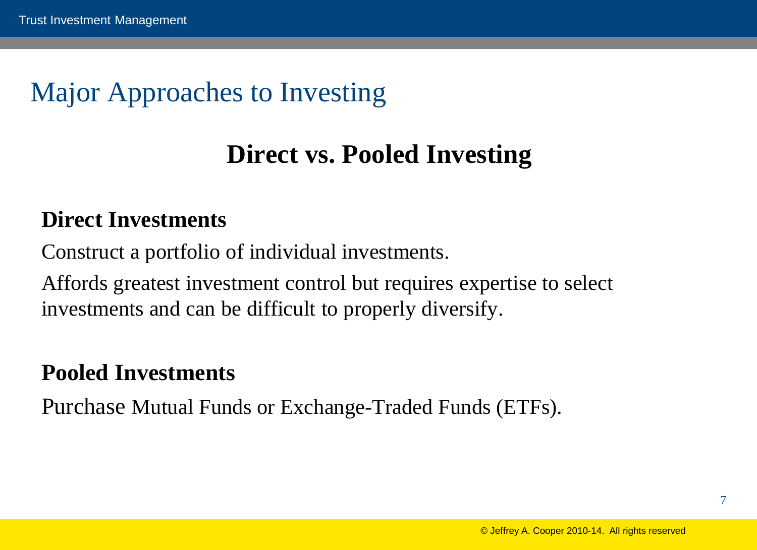# Major Approaches to Investing

## Direct vs. Pooled Investing

### Direct Investments

Construct a portfolio of individual investments.

Affords greatest investment control but requires expertise to select investments and can be difficult to properly diversify.

### Pooled Investments

Purchase Mutual Funds or Exchange-Traded Funds (ETFs).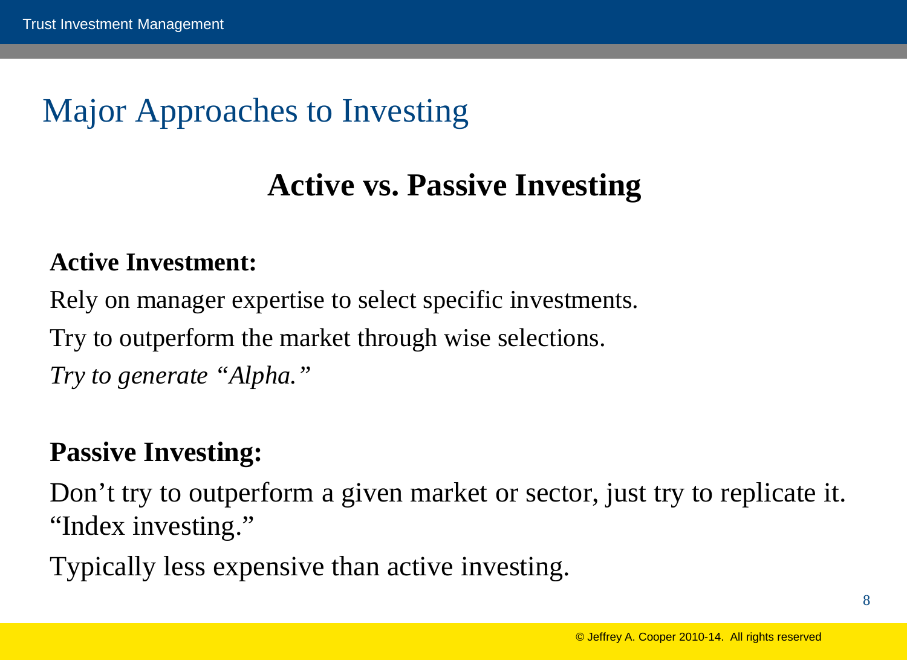# Major Approaches to Investing

## Active vs. Passive Investing

**Active Investment:**

Rely on manager expertise to select specific investments.

Try to outperform the market through wise selections.

*Try to generate "Alpha."*

**Passive Investing:**

Don't try to outperform a given market or sector, just try to replicate it. "Index investing."

Typically less expensive than active investing.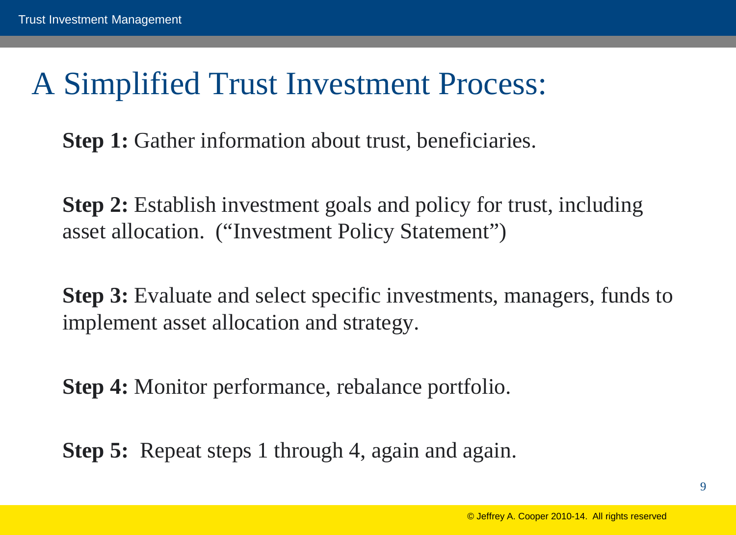# A Simplified Trust Investment Process:

**Step 1:** Gather information about trust, beneficiaries.

**Step 2:** Establish investment goals and policy for trust, including asset allocation. ("Investment Policy Statement")

**Step 3:** Evaluate and select specific investments, managers, funds to implement asset allocation and strategy.

**Step 4:** Monitor performance, rebalance portfolio.

**Step 5:** Repeat steps 1 through 4, again and again.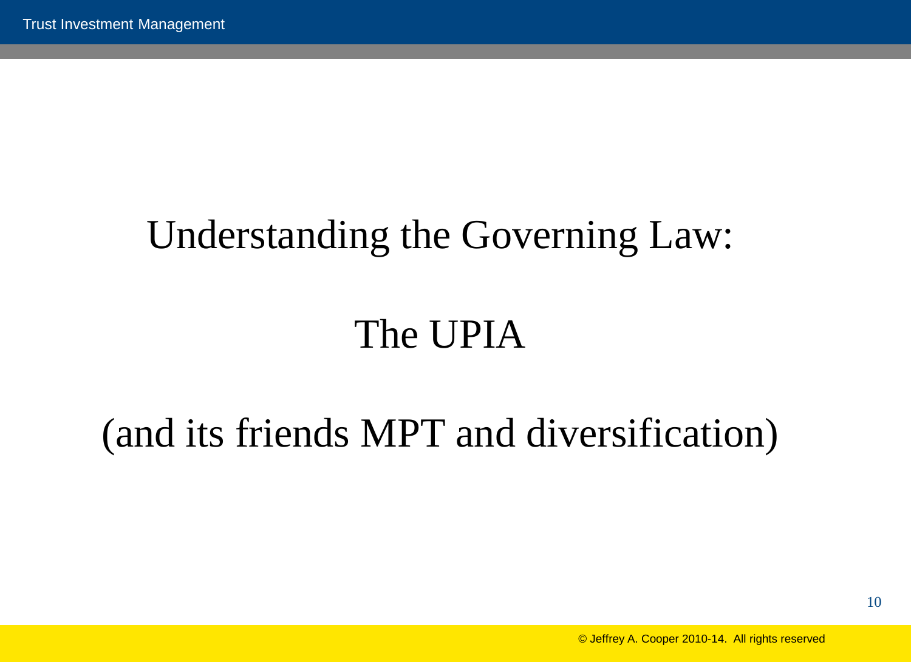# Understanding the Governing Law:

# The UPIA

# (and its friends MPT and diversification)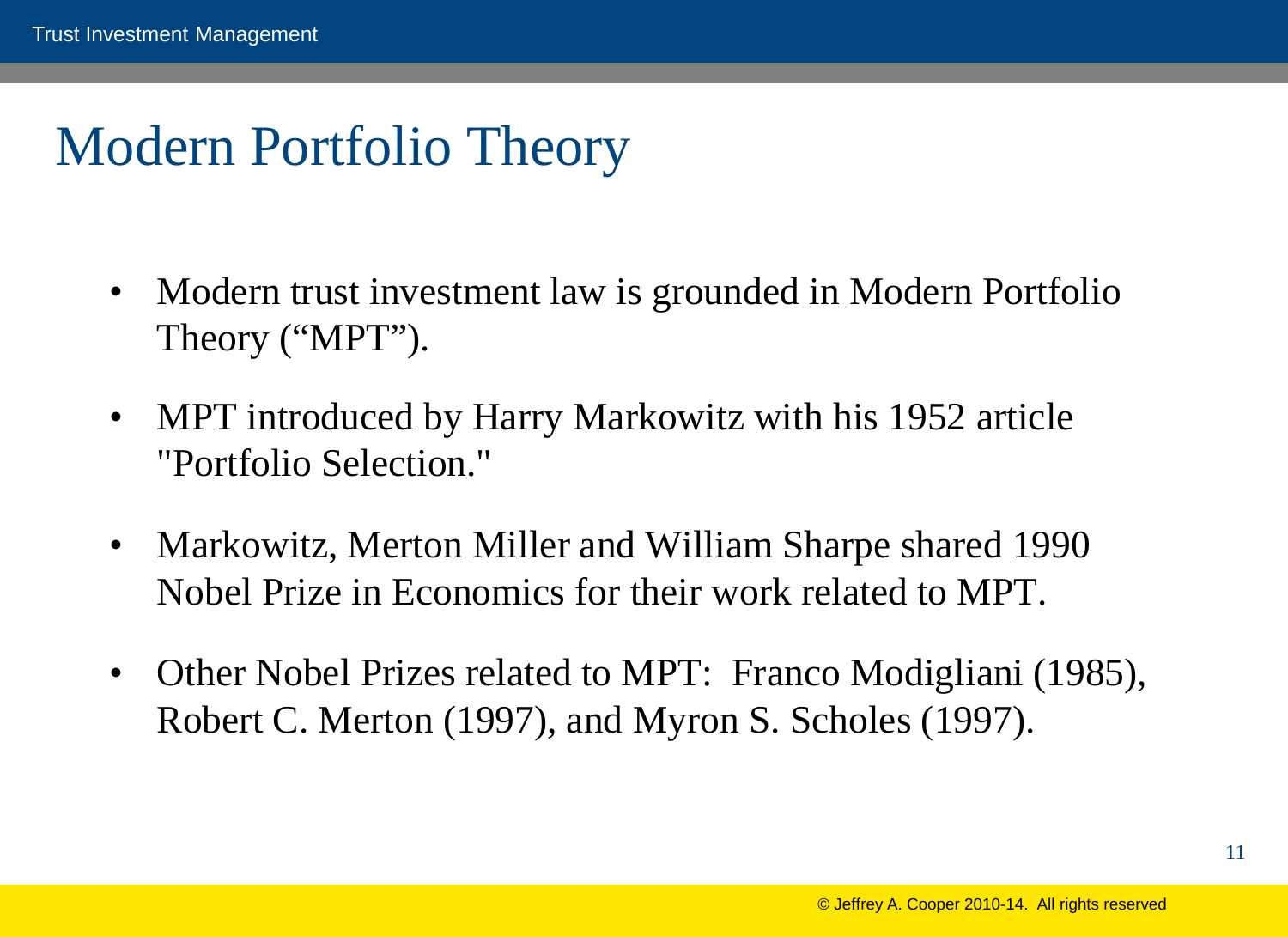# Modern Portfolio Theory

- Modern trust investment law is grounded in Modern Portfolio Theory ("MPT").
- MPT introduced by Harry Markowitz with his 1952 article "Portfolio Selection."
- Markowitz, Merton Miller and William Sharpe shared 1990 Nobel Prize in Economics for their work related to MPT.
- Other Nobel Prizes related to MPT: Franco Modigliani (1985), Robert C. Merton (1997), and Myron S. Scholes (1997).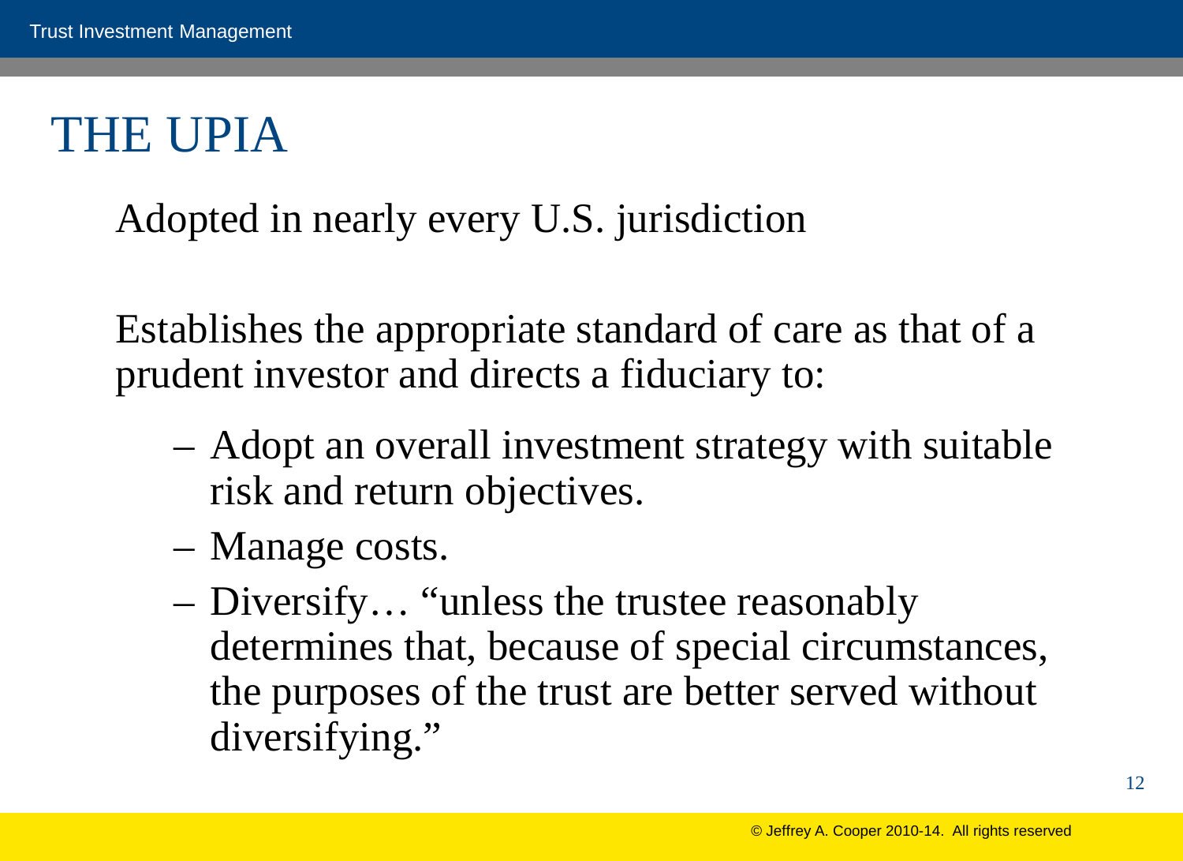# THE UPIA

Adopted in nearly every U.S. jurisdiction

Establishes the appropriate standard of care as that of a prudent investor and directs a fiduciary to:

- Adopt an overall investment strategy with suitable risk and return objectives.
- Manage costs.
- Diversify… "unless the trustee reasonably determines that, because of special circumstances, the purposes of the trust are better served without diversifying."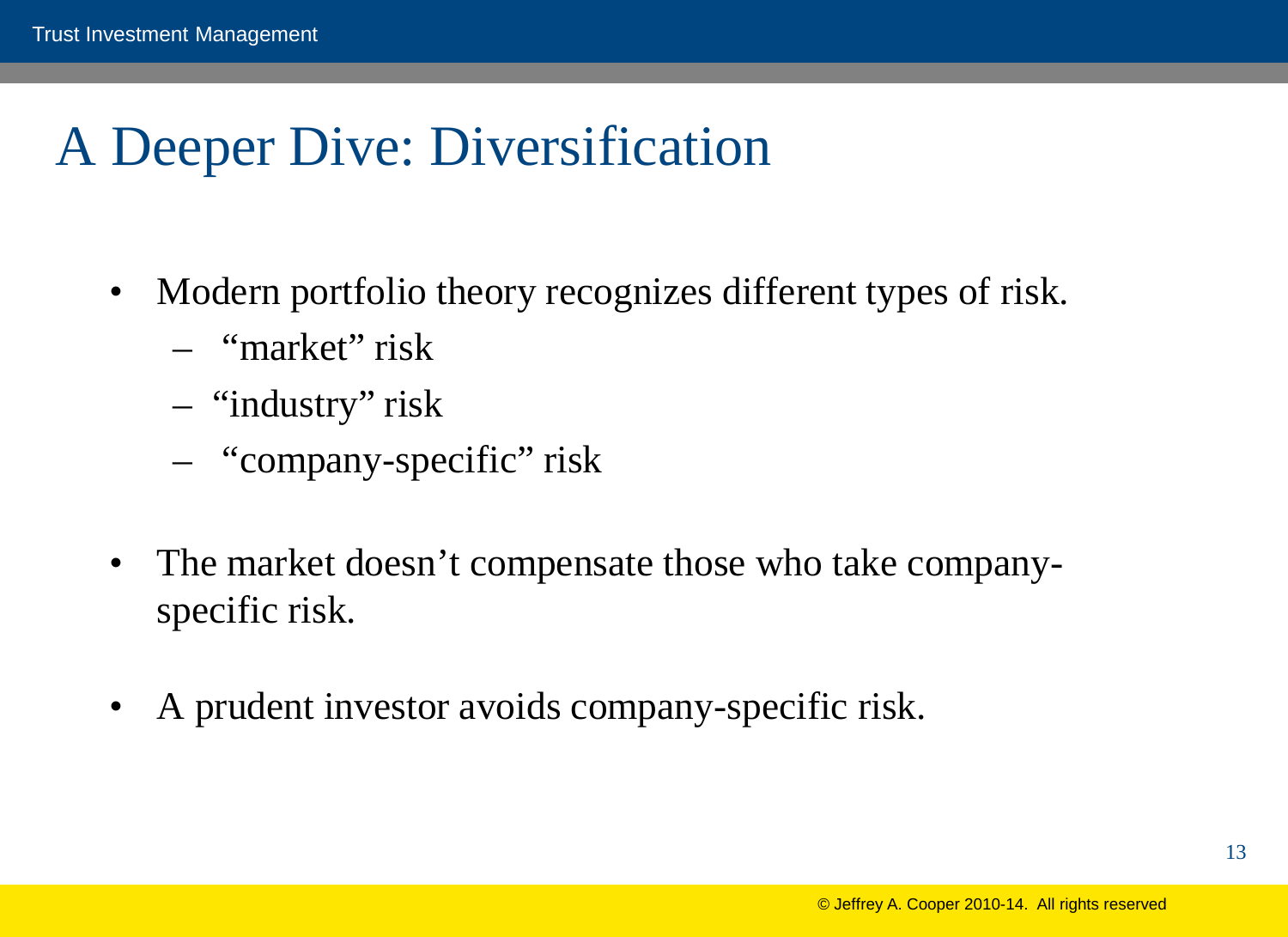# A Deeper Dive: Diversification

- Modern portfolio theory recognizes different types of risk.
  - "market" risk
  - "industry" risk
  - "company-specific" risk

- The market doesn't compensate those who take company-specific risk.

- A prudent investor avoids company-specific risk.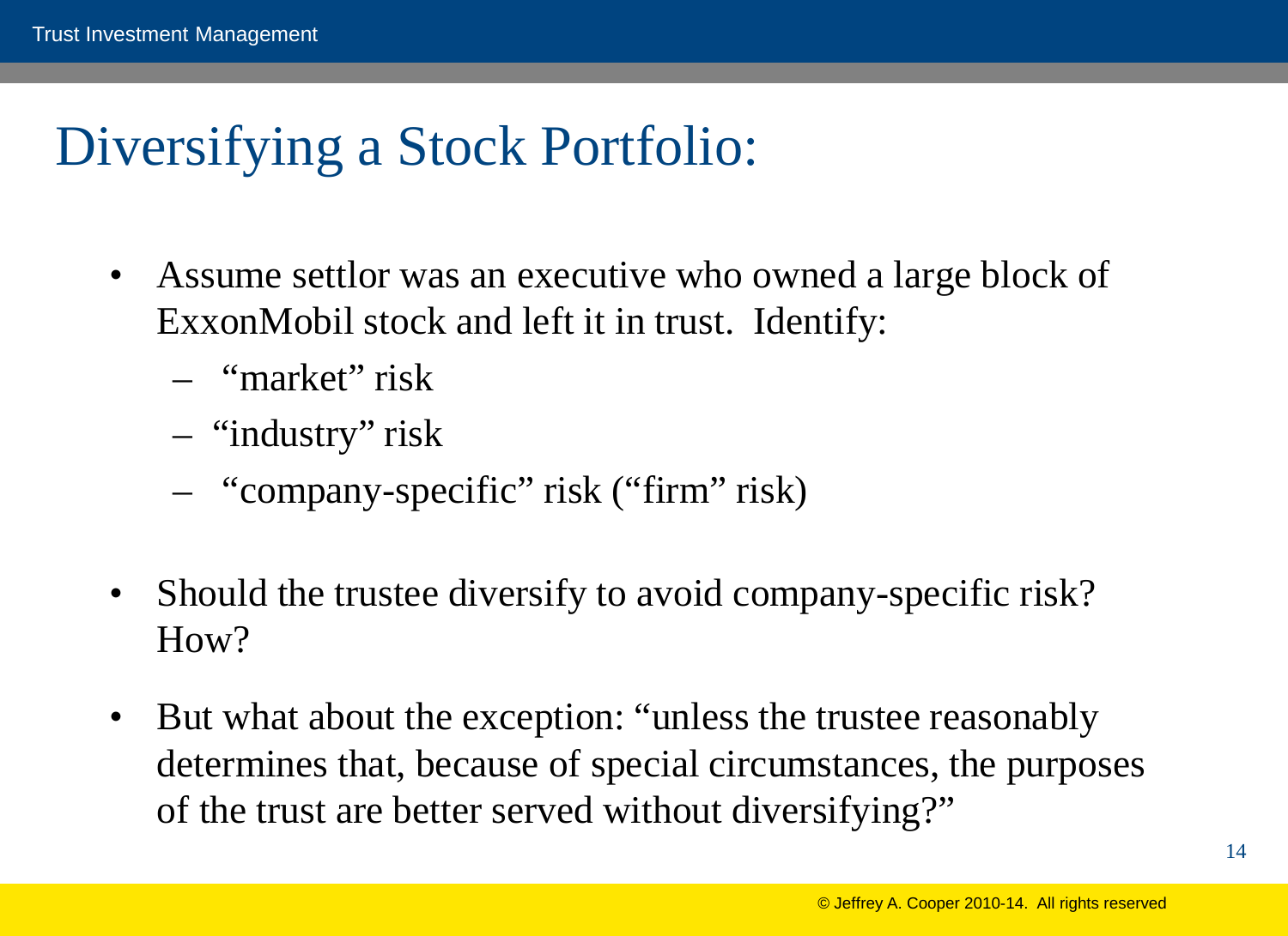# Diversifying a Stock Portfolio:

- Assume settlor was an executive who owned a large block of ExxonMobil stock and left it in trust. Identify:
  - "market" risk
  - "industry" risk
  - "company-specific" risk ("firm" risk)
- Should the trustee diversify to avoid company-specific risk? How?
- But what about the exception: "unless the trustee reasonably determines that, because of special circumstances, the purposes of the trust are better served without diversifying?"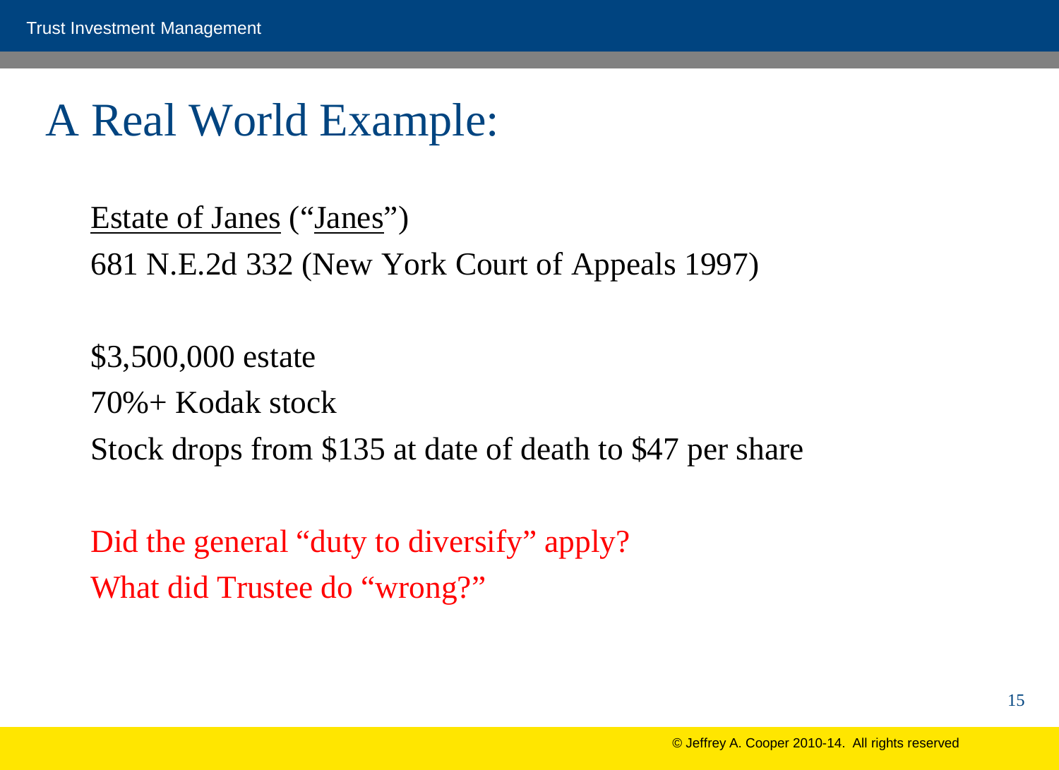# A Real World Example:

Estate of Janes ("Janes")
681 N.E.2d 332 (New York Court of Appeals 1997)

$3,500,000 estate
70%+ Kodak stock
Stock drops from $135 at date of death to $47 per share

Did the general "duty to diversify" apply?
What did Trustee do "wrong?"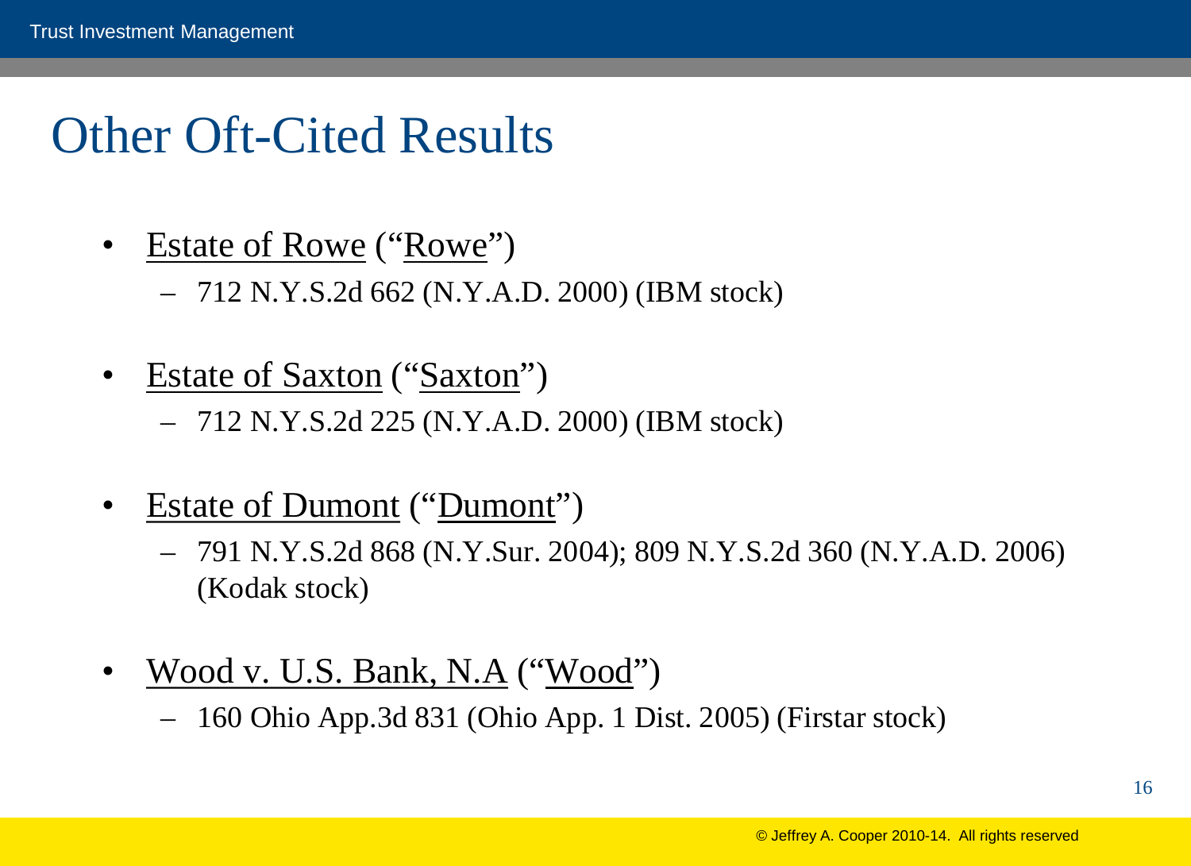# Other Oft-Cited Results

- Estate of Rowe ("Rowe")
  - 712 N.Y.S.2d 662 (N.Y.A.D. 2000) (IBM stock)
- Estate of Saxton ("Saxton")
  - 712 N.Y.S.2d 225 (N.Y.A.D. 2000) (IBM stock)
- Estate of Dumont ("Dumont")
  - 791 N.Y.S.2d 868 (N.Y.Sur. 2004); 809 N.Y.S.2d 360 (N.Y.A.D. 2006) (Kodak stock)
- Wood v. U.S. Bank, N.A ("Wood")
  - 160 Ohio App.3d 831 (Ohio App. 1 Dist. 2005) (Firstar stock)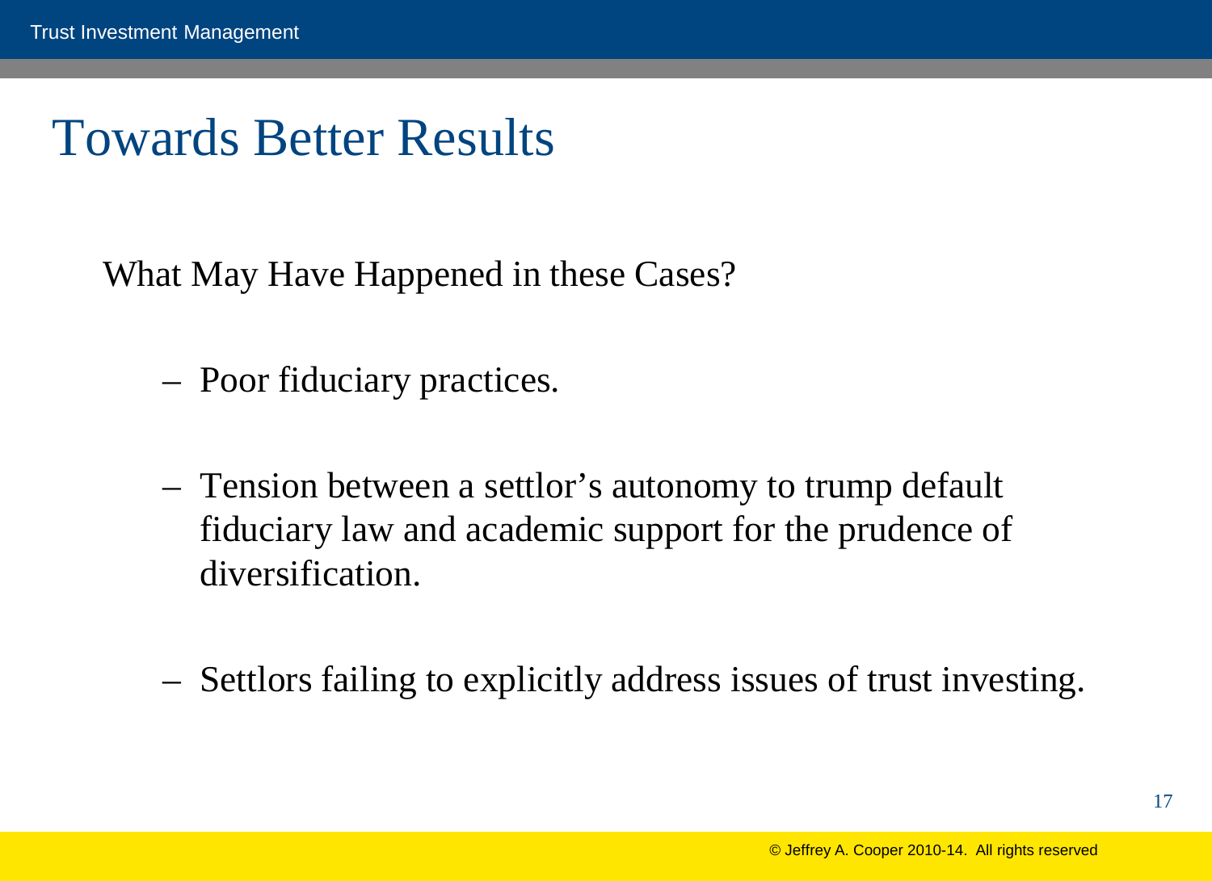# Towards Better Results

What May Have Happened in these Cases?

- Poor fiduciary practices.

- Tension between a settlor's autonomy to trump default fiduciary law and academic support for the prudence of diversification.

- Settlors failing to explicitly address issues of trust investing.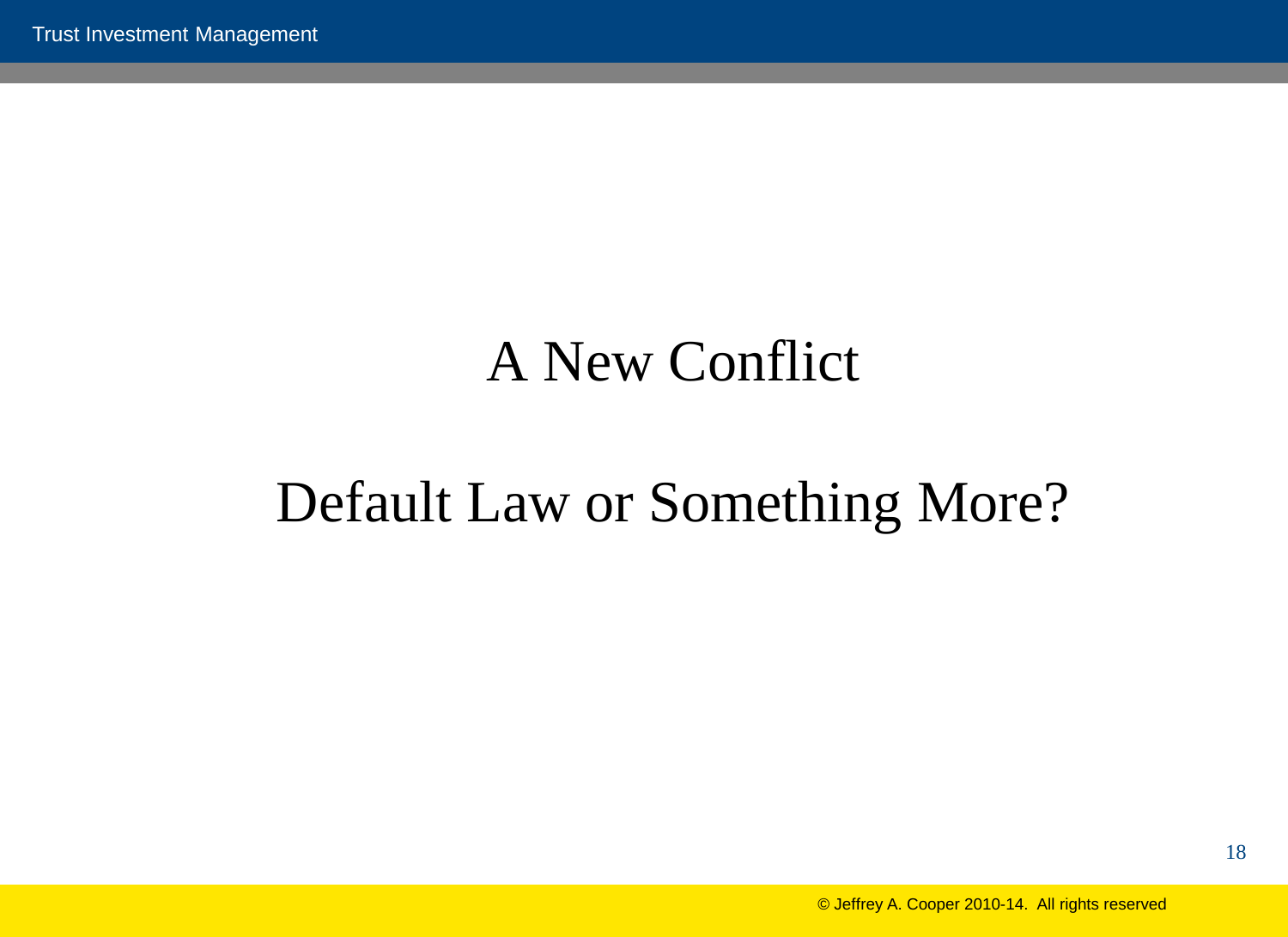# A New Conflict

## Default Law or Something More?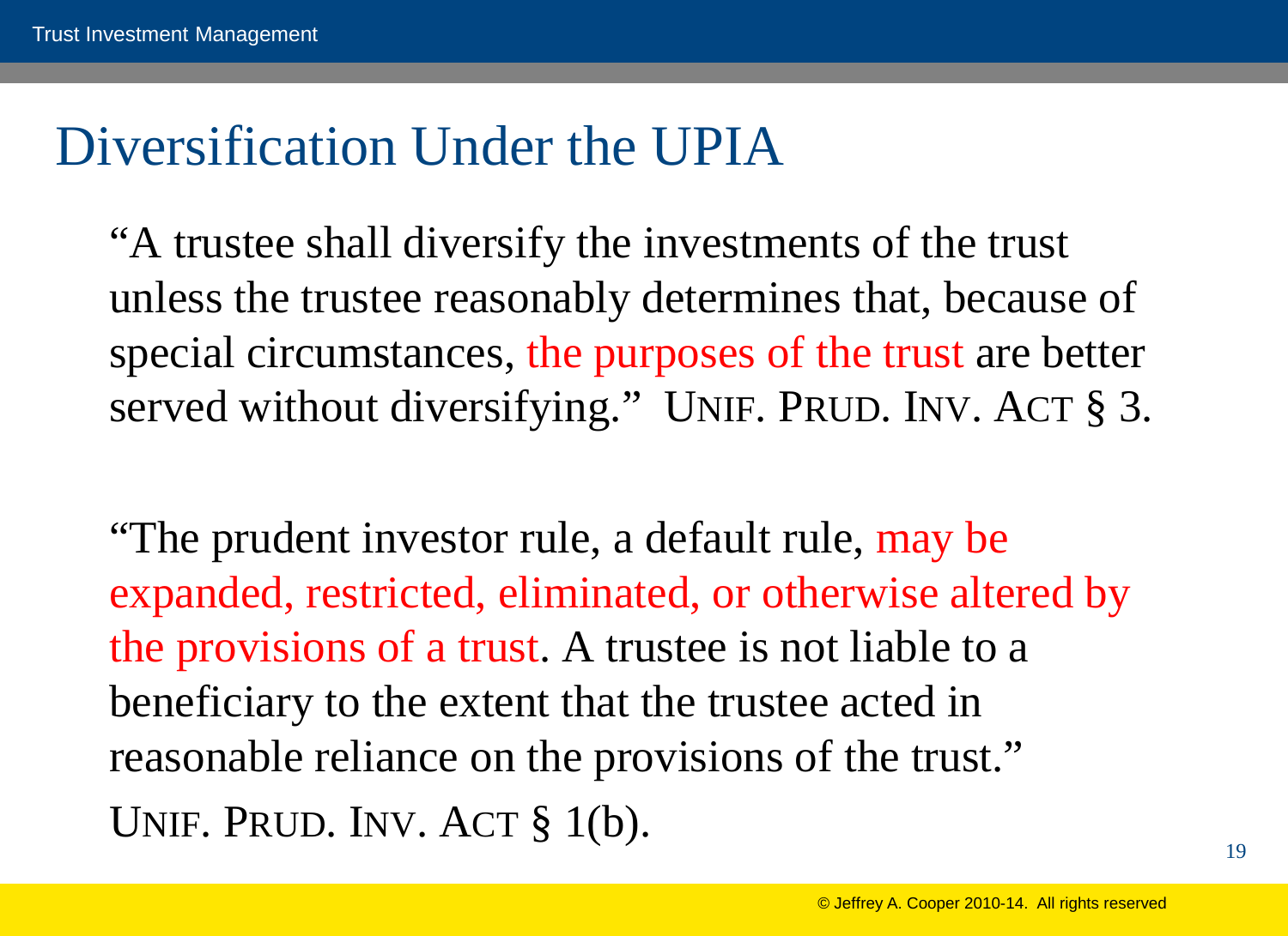# Diversification Under the UPIA

"A trustee shall diversify the investments of the trust unless the trustee reasonably determines that, because of special circumstances, the purposes of the trust are better served without diversifying." UNIF. PRUD. INV. ACT § 3.

"The prudent investor rule, a default rule, may be expanded, restricted, eliminated, or otherwise altered by the provisions of a trust. A trustee is not liable to a beneficiary to the extent that the trustee acted in reasonable reliance on the provisions of the trust." UNIF. PRUD. INV. ACT § 1(b).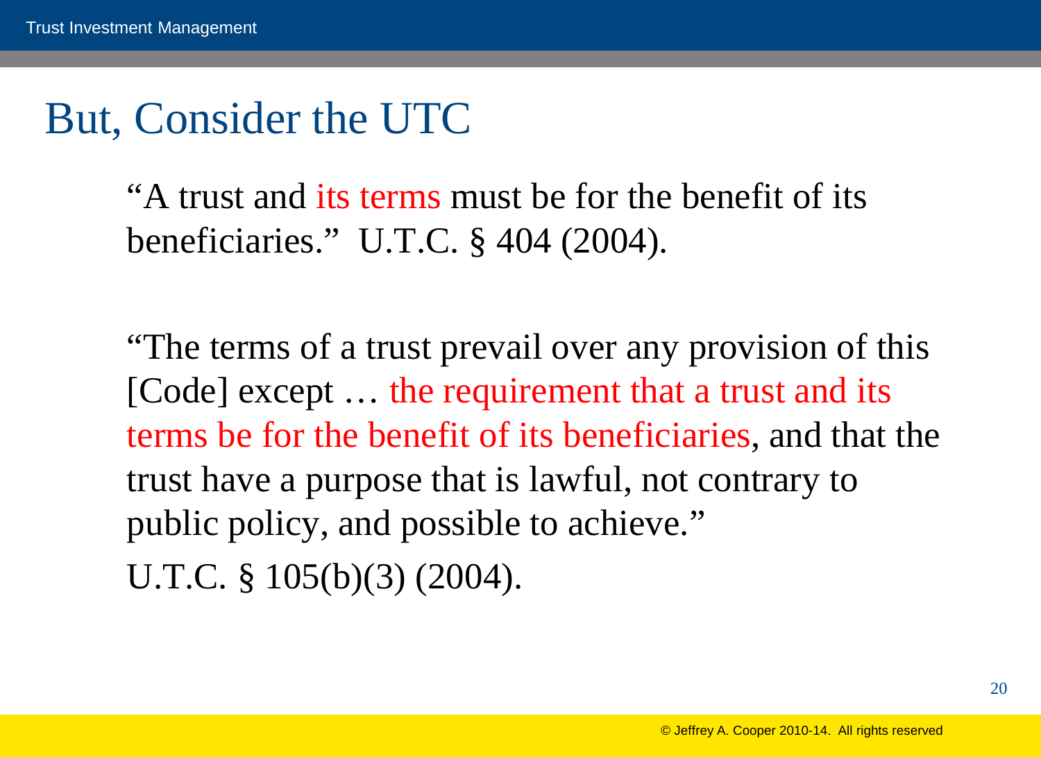# But, Consider the UTC

"A trust and its terms must be for the benefit of its beneficiaries." U.T.C. § 404 (2004).

"The terms of a trust prevail over any provision of this [Code] except … the requirement that a trust and its terms be for the benefit of its beneficiaries, and that the trust have a purpose that is lawful, not contrary to public policy, and possible to achieve."
U.T.C. § 105(b)(3) (2004).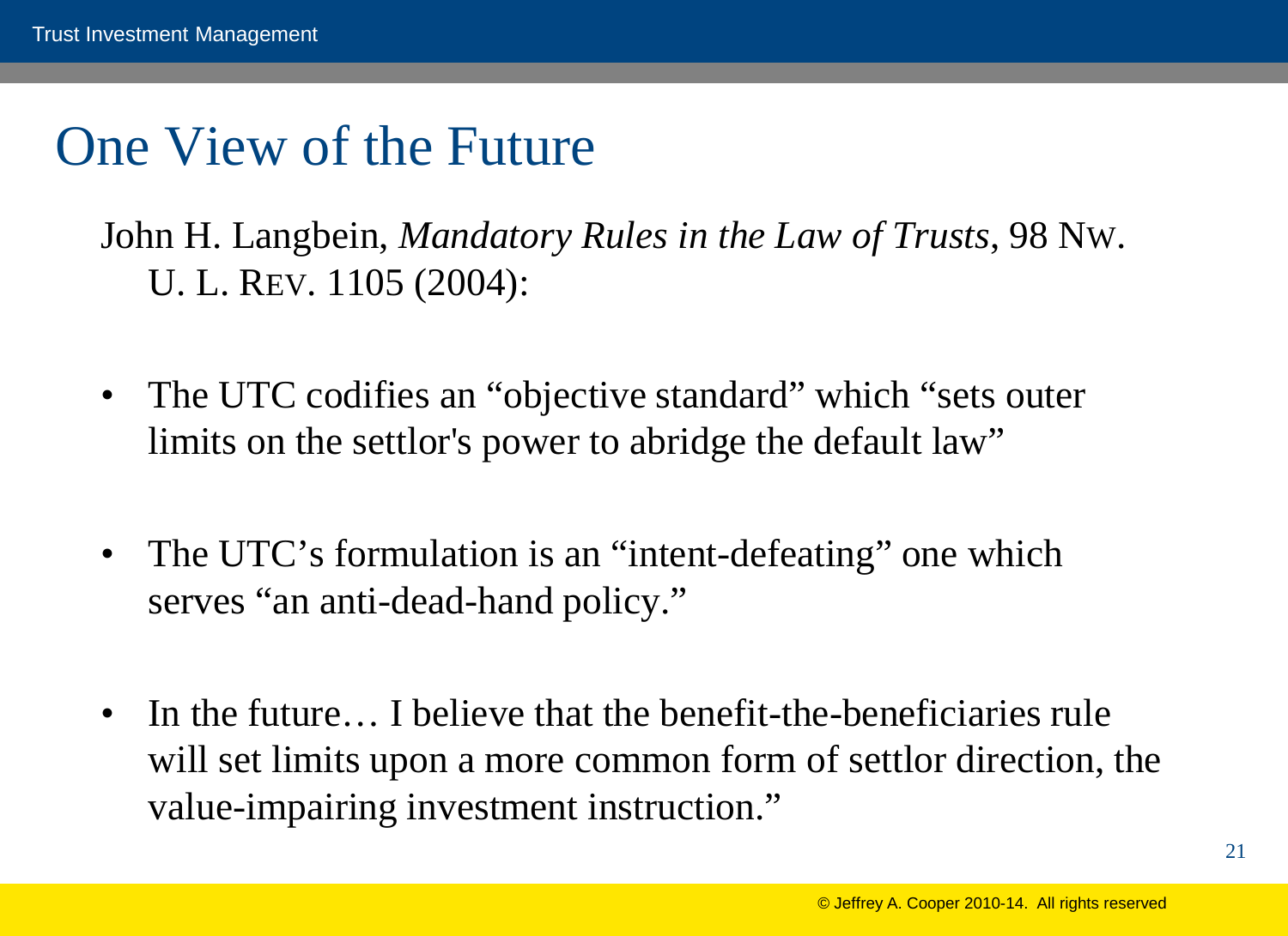# One View of the Future

John H. Langbein, *Mandatory Rules in the Law of Trusts*, 98 NW. U. L. REV. 1105 (2004):

- The UTC codifies an "objective standard" which "sets outer limits on the settlor's power to abridge the default law"
- The UTC's formulation is an "intent-defeating" one which serves "an anti-dead-hand policy."
- In the future… I believe that the benefit-the-beneficiaries rule will set limits upon a more common form of settlor direction, the value-impairing investment instruction."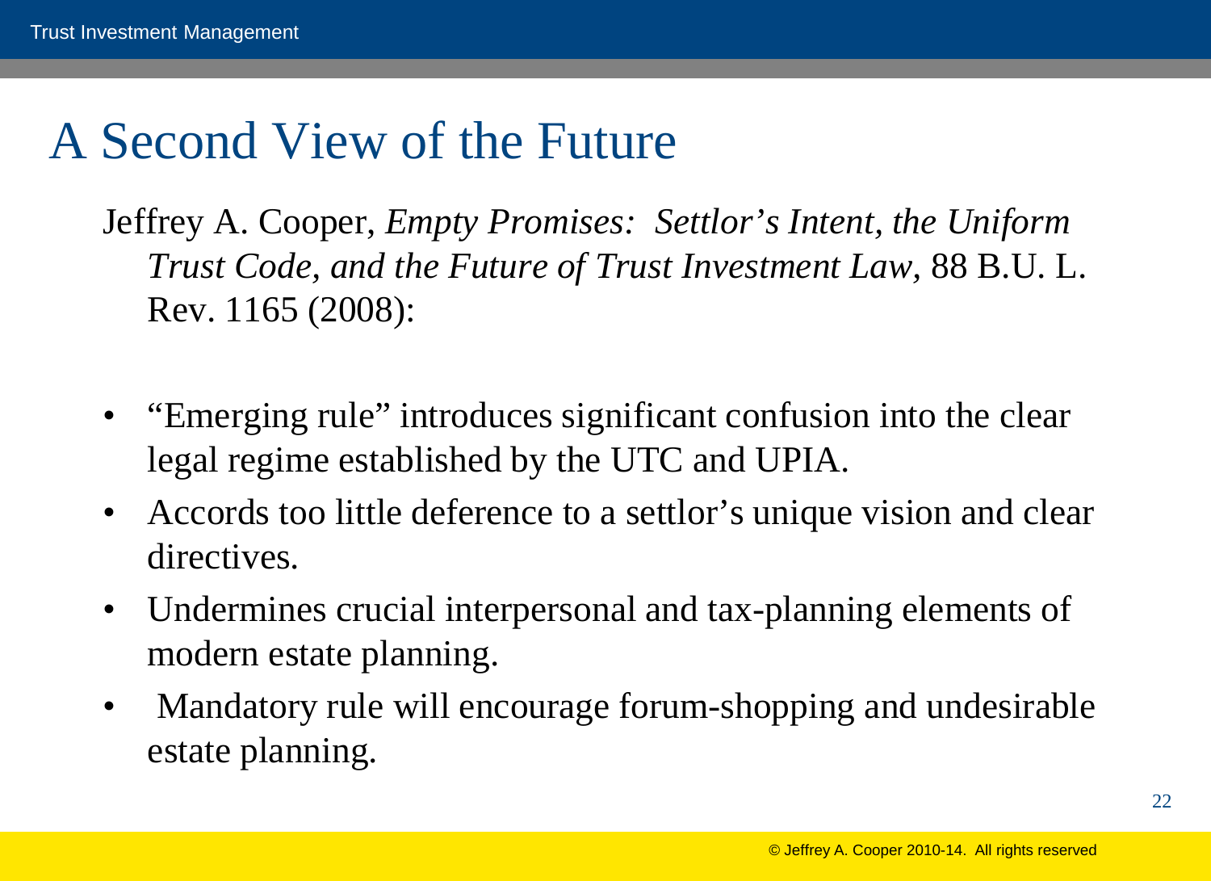# A Second View of the Future

Jeffrey A. Cooper, *Empty Promises: Settlor's Intent, the Uniform Trust Code, and the Future of Trust Investment Law*, 88 B.U. L. Rev. 1165 (2008):

- "Emerging rule" introduces significant confusion into the clear legal regime established by the UTC and UPIA.
- Accords too little deference to a settlor's unique vision and clear directives.
- Undermines crucial interpersonal and tax-planning elements of modern estate planning.
- Mandatory rule will encourage forum-shopping and undesirable estate planning.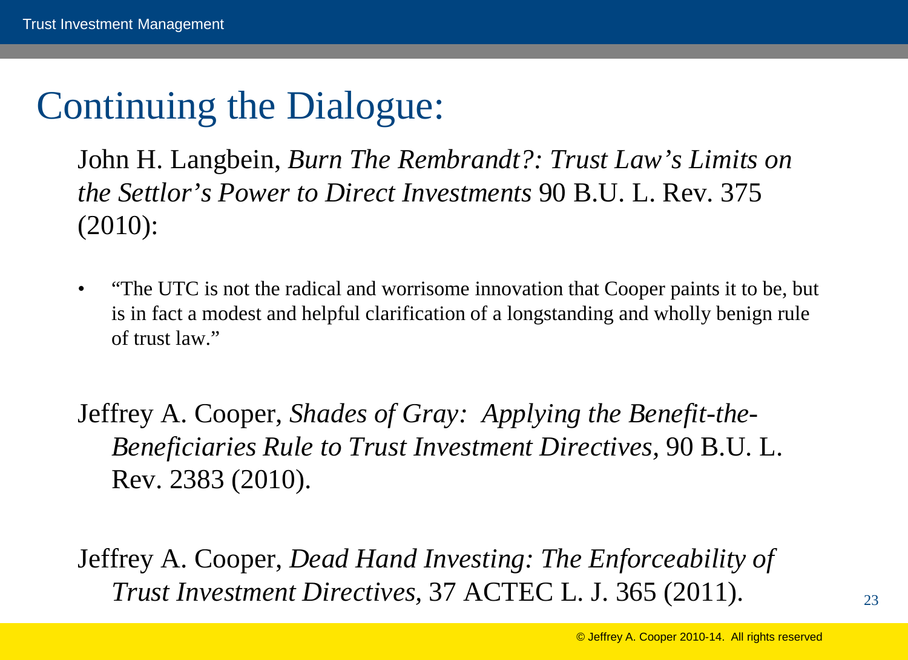# Continuing the Dialogue:

John H. Langbein, *Burn The Rembrandt?: Trust Law's Limits on the Settlor's Power to Direct Investments* 90 B.U. L. Rev. 375 (2010):

- "The UTC is not the radical and worrisome innovation that Cooper paints it to be, but is in fact a modest and helpful clarification of a longstanding and wholly benign rule of trust law."

Jeffrey A. Cooper, *Shades of Gray: Applying the Benefit-the-Beneficiaries Rule to Trust Investment Directives*, 90 B.U. L. Rev. 2383 (2010).

Jeffrey A. Cooper, *Dead Hand Investing: The Enforceability of Trust Investment Directives*, 37 ACTEC L. J. 365 (2011).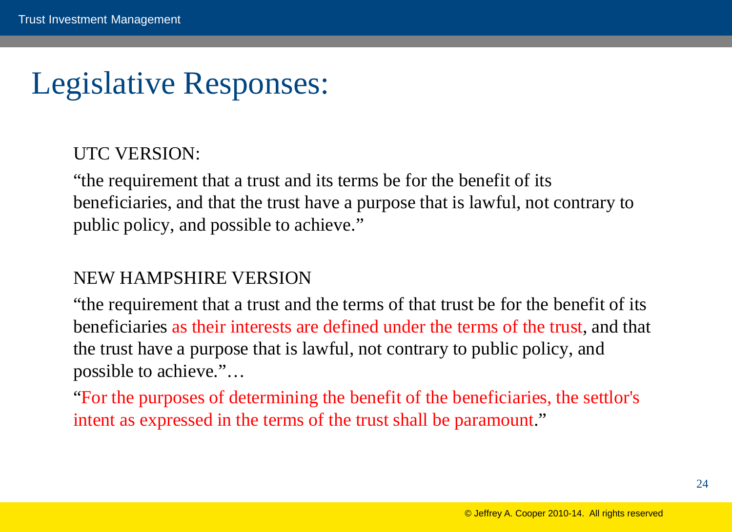# Legislative Responses:

UTC VERSION:

"the requirement that a trust and its terms be for the benefit of its beneficiaries, and that the trust have a purpose that is lawful, not contrary to public policy, and possible to achieve."

NEW HAMPSHIRE VERSION

"the requirement that a trust and the terms of that trust be for the benefit of its beneficiaries as their interests are defined under the terms of the trust, and that the trust have a purpose that is lawful, not contrary to public policy, and possible to achieve."…

"For the purposes of determining the benefit of the beneficiaries, the settlor's intent as expressed in the terms of the trust shall be paramount."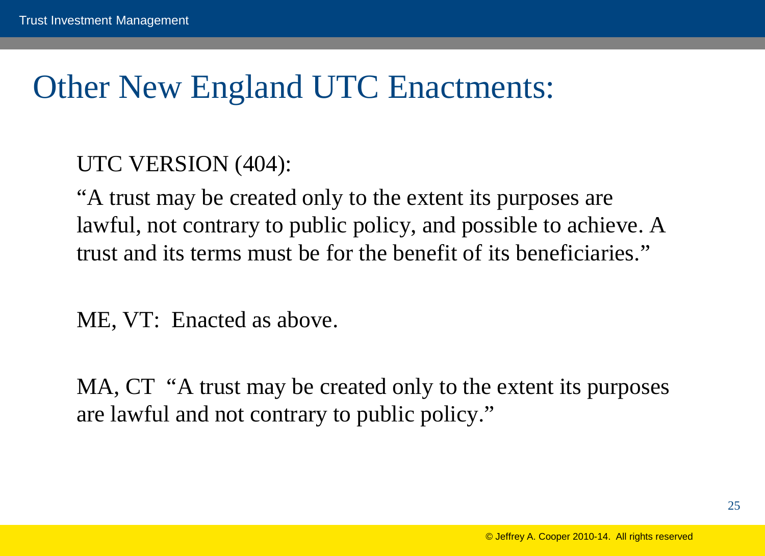# Other New England UTC Enactments:

UTC VERSION (404):

"A trust may be created only to the extent its purposes are lawful, not contrary to public policy, and possible to achieve. A trust and its terms must be for the benefit of its beneficiaries."

ME, VT: Enacted as above.

MA, CT "A trust may be created only to the extent its purposes are lawful and not contrary to public policy."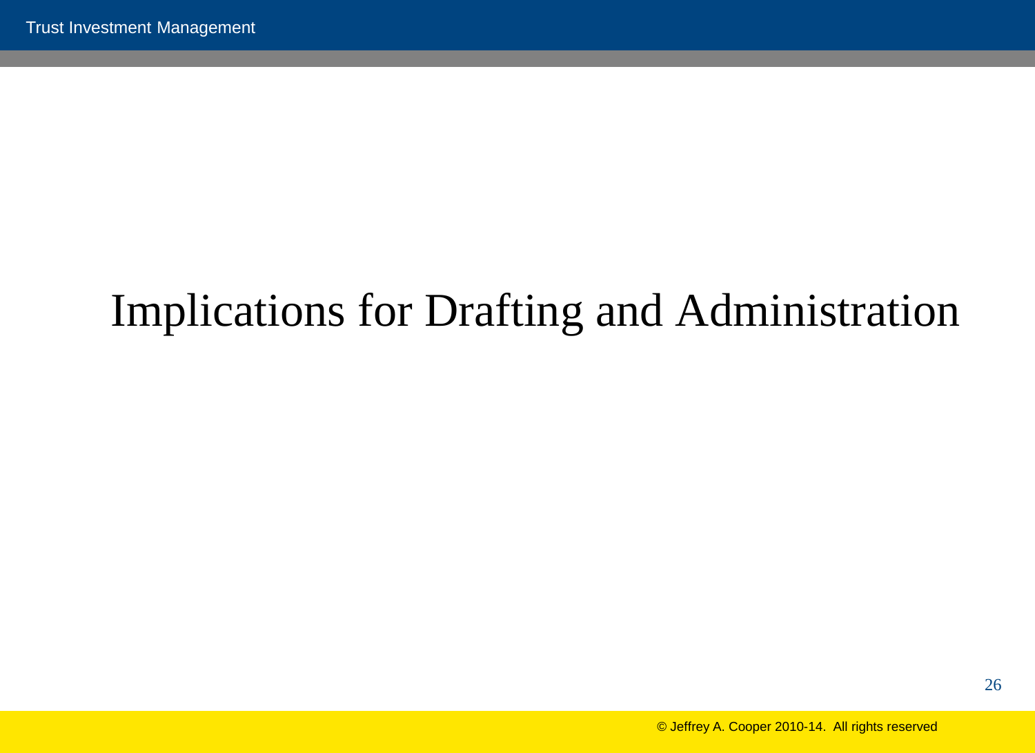# Implications for Drafting and Administration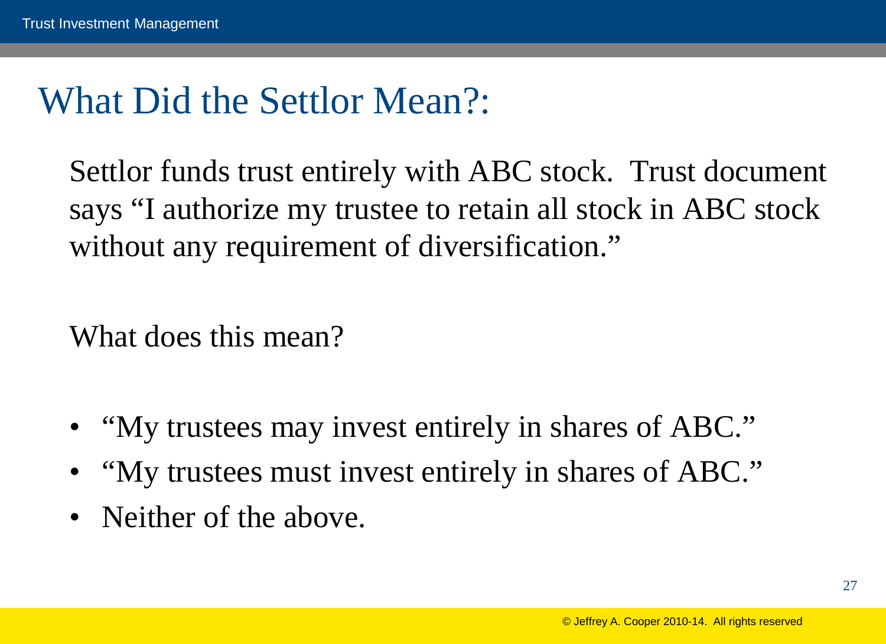# What Did the Settlor Mean?:

Settlor funds trust entirely with ABC stock. Trust document says "I authorize my trustee to retain all stock in ABC stock without any requirement of diversification."

What does this mean?

- "My trustees may invest entirely in shares of ABC."
- "My trustees must invest entirely in shares of ABC."
- Neither of the above.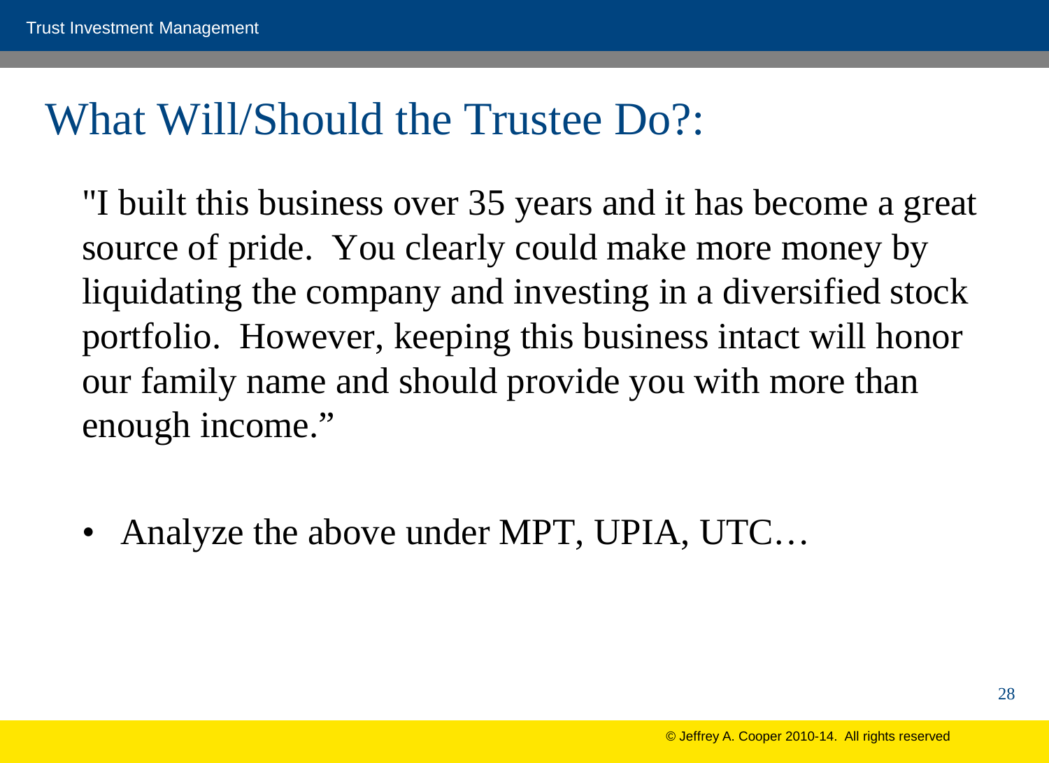# What Will/Should the Trustee Do?:

"I built this business over 35 years and it has become a great source of pride. You clearly could make more money by liquidating the company and investing in a diversified stock portfolio. However, keeping this business intact will honor our family name and should provide you with more than enough income."

- Analyze the above under MPT, UPIA, UTC…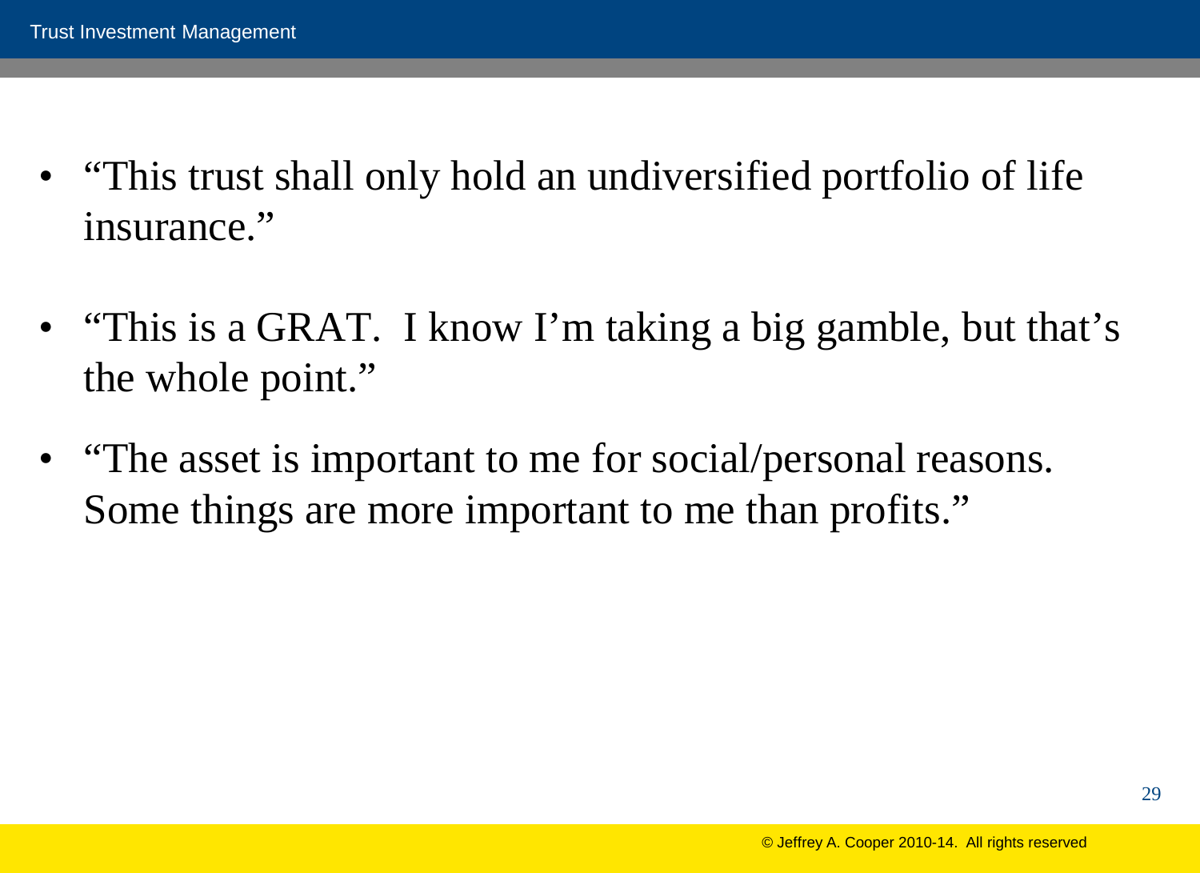- “This trust shall only hold an undiversified portfolio of life insurance.”

- “This is a GRAT. I know I’m taking a big gamble, but that’s the whole point.”

- “The asset is important to me for social/personal reasons. Some things are more important to me than profits.”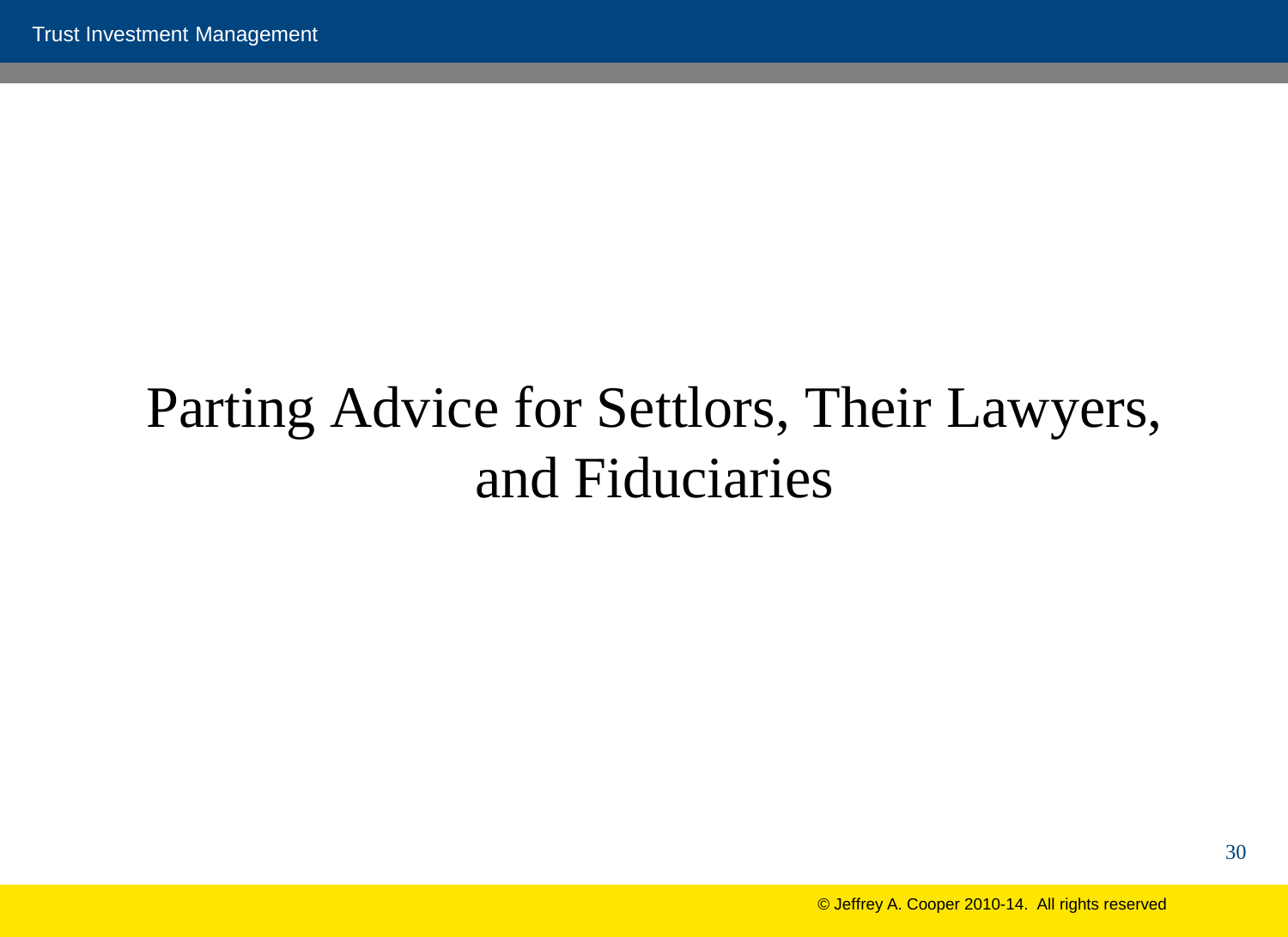# Parting Advice for Settlors, Their Lawyers, and Fiduciaries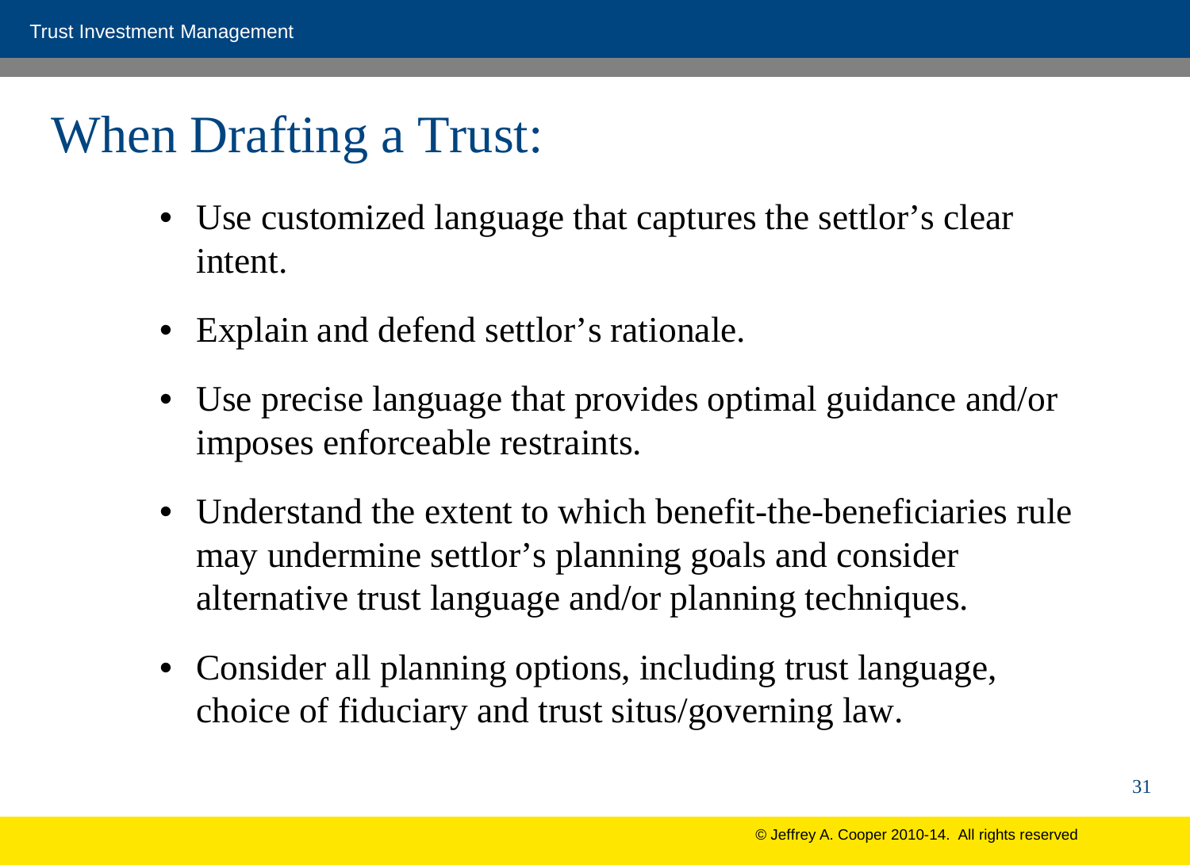# When Drafting a Trust:

- Use customized language that captures the settlor's clear intent.
- Explain and defend settlor's rationale.
- Use precise language that provides optimal guidance and/or imposes enforceable restraints.
- Understand the extent to which benefit-the-beneficiaries rule may undermine settlor's planning goals and consider alternative trust language and/or planning techniques.
- Consider all planning options, including trust language, choice of fiduciary and trust situs/governing law.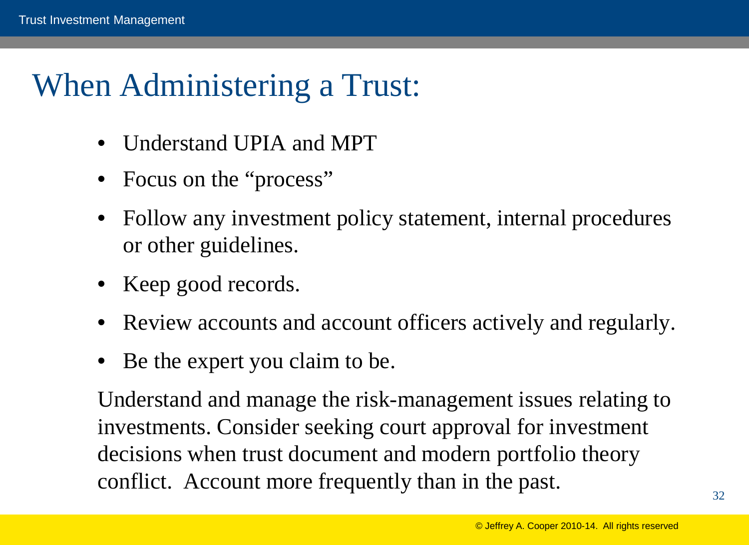# When Administering a Trust:

- Understand UPIA and MPT
- Focus on the "process"
- Follow any investment policy statement, internal procedures or other guidelines.
- Keep good records.
- Review accounts and account officers actively and regularly.
- Be the expert you claim to be.

Understand and manage the risk-management issues relating to investments. Consider seeking court approval for investment decisions when trust document and modern portfolio theory conflict. Account more frequently than in the past.